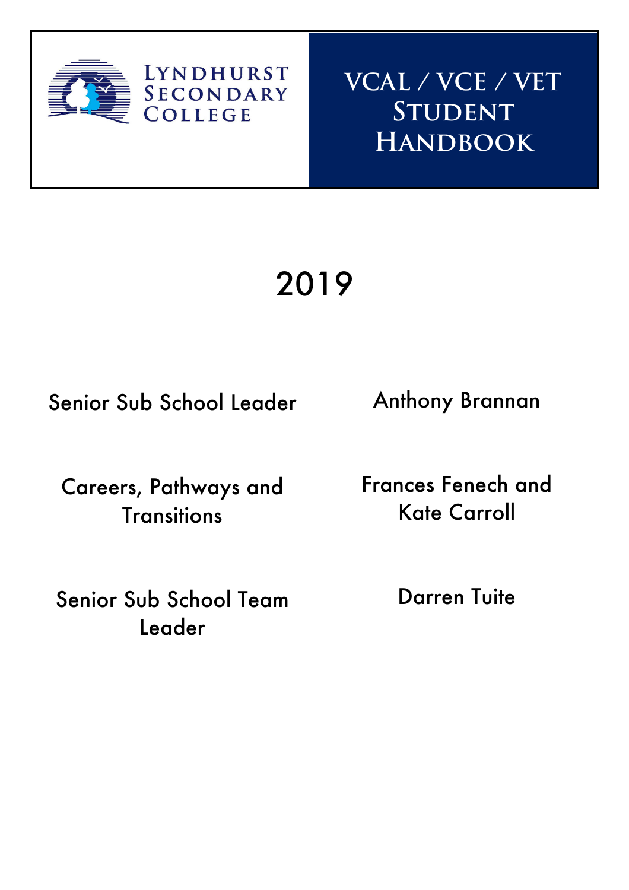Lyndhurst Secondary College

# VCAL / VCE / VET Student Handbook

## 2019

| | |
|---|---|
| Senior Sub School Leader | Anthony Brannan |
| Careers, Pathways and Transitions | Frances Fenech and Kate Carroll |
| Senior Sub School Team Leader | Darren Tuite |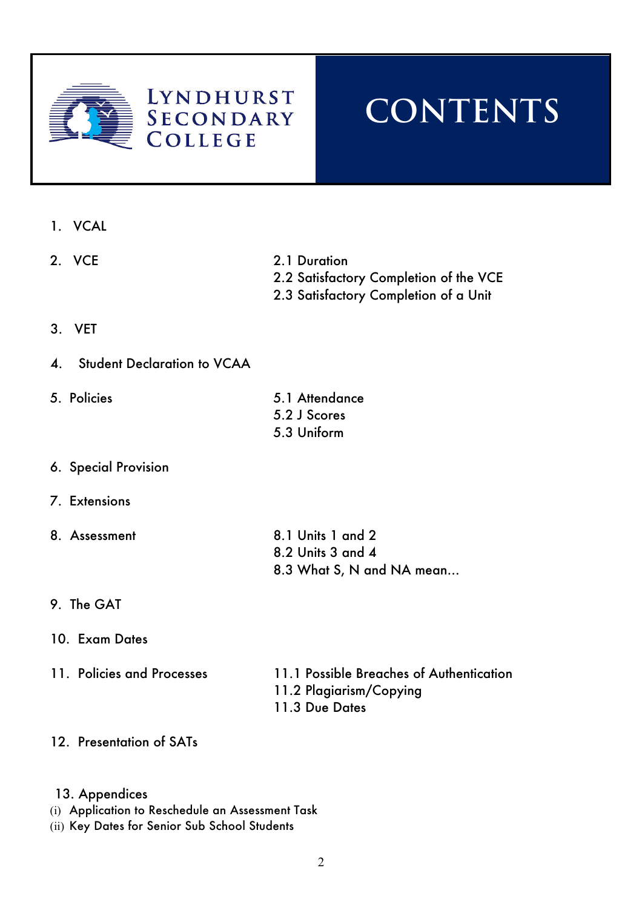Lyndhurst Secondary College

# CONTENTS

1. VCAL
2. VCE
   - 2.1 Duration
   - 2.2 Satisfactory Completion of the VCE
   - 2.3 Satisfactory Completion of a Unit
3. VET
4. Student Declaration to VCAA
5. Policies
   - 5.1 Attendance
   - 5.2 J Scores
   - 5.3 Uniform
6. Special Provision
7. Extensions
8. Assessment
   - 8.1 Units 1 and 2
   - 8.2 Units 3 and 4
   - 8.3 What S, N and NA mean...
9. The GAT
10. Exam Dates
11. Policies and Processes
    - 11.1 Possible Breaches of Authentication
    - 11.2 Plagiarism/Copying
    - 11.3 Due Dates
12. Presentation of SATs
13. Appendices
    - (i) Application to Reschedule an Assessment Task
    - (ii) Key Dates for Senior Sub School Students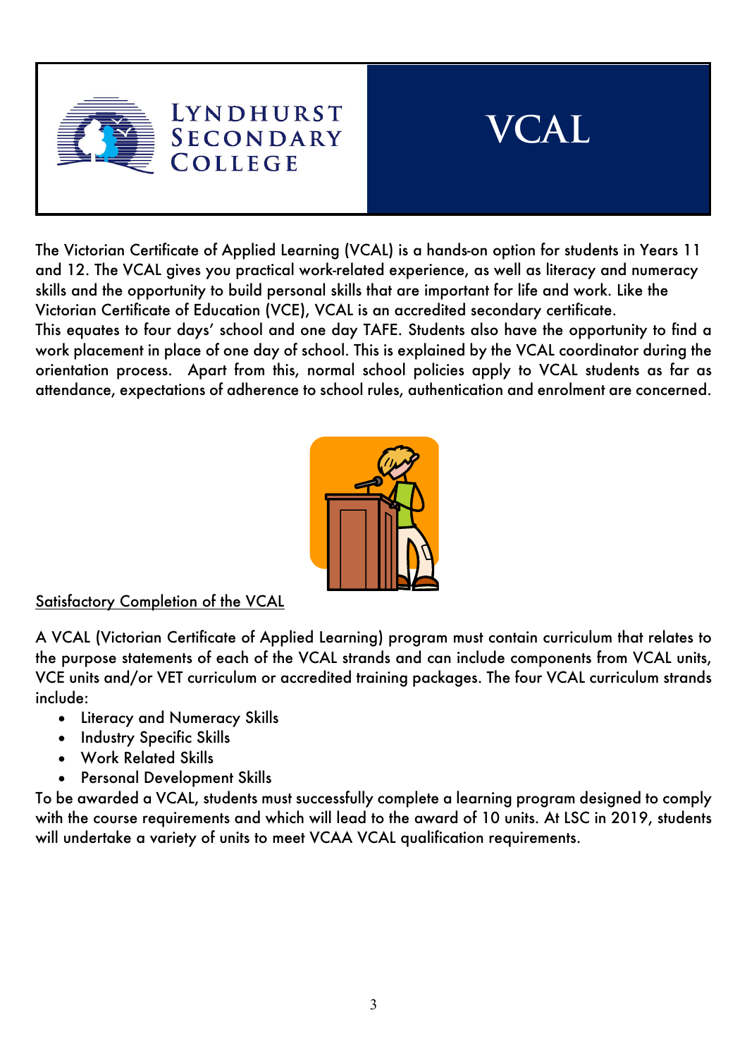# LYNDHURST SECONDARY COLLEGE

# VCAL

The Victorian Certificate of Applied Learning (VCAL) is a hands-on option for students in Years 11 and 12. The VCAL gives you practical work-related experience, as well as literacy and numeracy skills and the opportunity to build personal skills that are important for life and work. Like the Victorian Certificate of Education (VCE), VCAL is an accredited secondary certificate.
This equates to four days' school and one day TAFE. Students also have the opportunity to find a work placement in place of one day of school. This is explained by the VCAL coordinator during the orientation process. Apart from this, normal school policies apply to VCAL students as far as attendance, expectations of adherence to school rules, authentication and enrolment are concerned.

## Satisfactory Completion of the VCAL

A VCAL (Victorian Certificate of Applied Learning) program must contain curriculum that relates to the purpose statements of each of the VCAL strands and can include components from VCAL units, VCE units and/or VET curriculum or accredited training packages. The four VCAL curriculum strands include:

- Literacy and Numeracy Skills
- Industry Specific Skills
- Work Related Skills
- Personal Development Skills

To be awarded a VCAL, students must successfully complete a learning program designed to comply with the course requirements and which will lead to the award of 10 units. At LSC in 2019, students will undertake a variety of units to meet VCAA VCAL qualification requirements.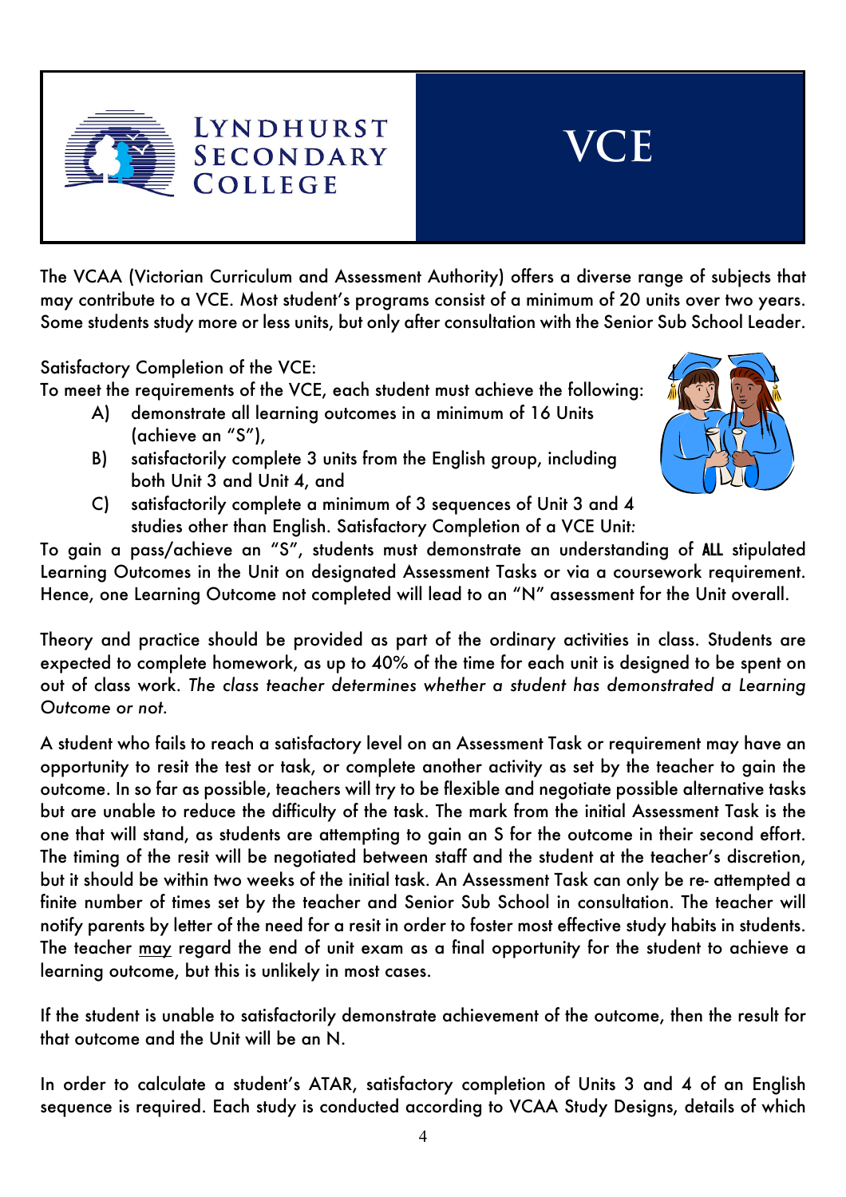# Lyndhurst Secondary College

# VCE

The VCAA (Victorian Curriculum and Assessment Authority) offers a diverse range of subjects that may contribute to a VCE. Most student's programs consist of a minimum of 20 units over two years. Some students study more or less units, but only after consultation with the Senior Sub School Leader.

Satisfactory Completion of the VCE:
To meet the requirements of the VCE, each student must achieve the following:

A) demonstrate all learning outcomes in a minimum of 16 Units (achieve an "S"),
B) satisfactorily complete 3 units from the English group, including both Unit 3 and Unit 4, and
C) satisfactorily complete a minimum of 3 sequences of Unit 3 and 4 studies other than English. Satisfactory Completion of a VCE Unit:

To gain a pass/achieve an "S", students must demonstrate an understanding of **ALL** stipulated Learning Outcomes in the Unit on designated Assessment Tasks or via a coursework requirement. Hence, one Learning Outcome not completed will lead to an "N" assessment for the Unit overall.

Theory and practice should be provided as part of the ordinary activities in class. Students are expected to complete homework, as up to 40% of the time for each unit is designed to be spent on out of class work. *The class teacher determines whether a student has demonstrated a Learning Outcome or not.*

A student who fails to reach a satisfactory level on an Assessment Task or requirement may have an opportunity to resit the test or task, or complete another activity as set by the teacher to gain the outcome. In so far as possible, teachers will try to be flexible and negotiate possible alternative tasks but are unable to reduce the difficulty of the task. The mark from the initial Assessment Task is the one that will stand, as students are attempting to gain an S for the outcome in their second effort. The timing of the resit will be negotiated between staff and the student at the teacher's discretion, but it should be within two weeks of the initial task. An Assessment Task can only be re- attempted a finite number of times set by the teacher and Senior Sub School in consultation. The teacher will notify parents by letter of the need for a resit in order to foster most effective study habits in students. The teacher may regard the end of unit exam as a final opportunity for the student to achieve a learning outcome, but this is unlikely in most cases.

If the student is unable to satisfactorily demonstrate achievement of the outcome, then the result for that outcome and the Unit will be an N.

In order to calculate a student's ATAR, satisfactory completion of Units 3 and 4 of an English sequence is required. Each study is conducted according to VCAA Study Designs, details of which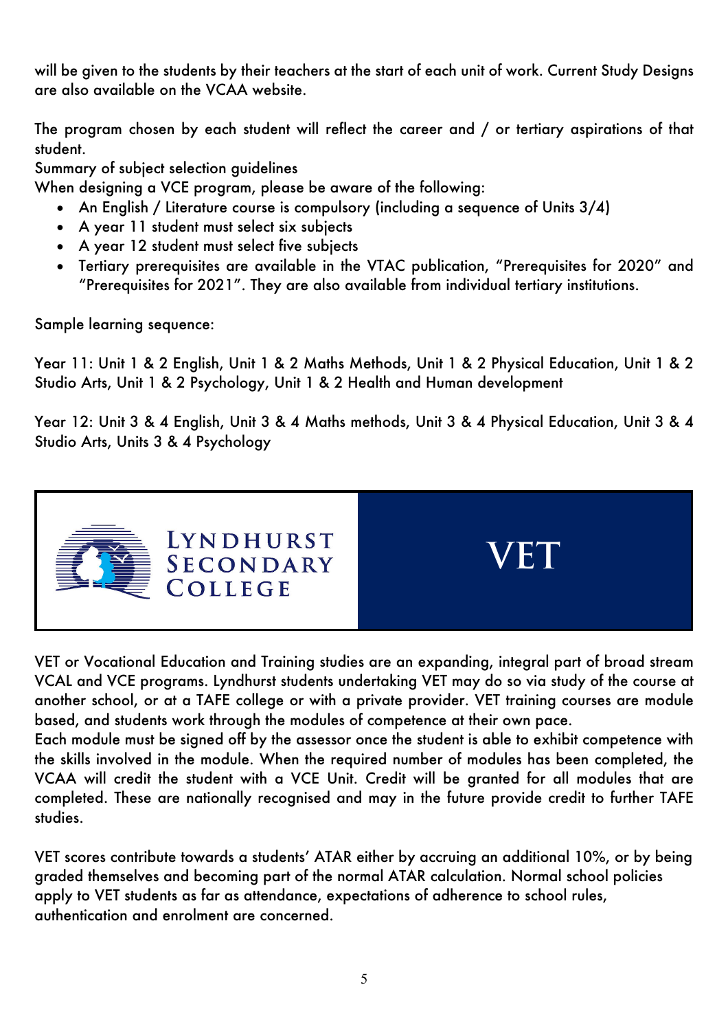will be given to the students by their teachers at the start of each unit of work. Current Study Designs are also available on the VCAA website.

The program chosen by each student will reflect the career and / or tertiary aspirations of that student.

Summary of subject selection guidelines

When designing a VCE program, please be aware of the following:

- An English / Literature course is compulsory (including a sequence of Units 3/4)
- A year 11 student must select six subjects
- A year 12 student must select five subjects
- Tertiary prerequisites are available in the VTAC publication, "Prerequisites for 2020" and "Prerequisites for 2021". They are also available from individual tertiary institutions.

Sample learning sequence:

Year 11: Unit 1 & 2 English, Unit 1 & 2 Maths Methods, Unit 1 & 2 Physical Education, Unit 1 & 2 Studio Arts, Unit 1 & 2 Psychology, Unit 1 & 2 Health and Human development

Year 12: Unit 3 & 4 English, Unit 3 & 4 Maths methods, Unit 3 & 4 Physical Education, Unit 3 & 4 Studio Arts, Units 3 & 4 Psychology

LYNDHURST SECONDARY COLLEGE

# VET

VET or Vocational Education and Training studies are an expanding, integral part of broad stream VCAL and VCE programs. Lyndhurst students undertaking VET may do so via study of the course at another school, or at a TAFE college or with a private provider. VET training courses are module based, and students work through the modules of competence at their own pace.

Each module must be signed off by the assessor once the student is able to exhibit competence with the skills involved in the module. When the required number of modules has been completed, the VCAA will credit the student with a VCE Unit. Credit will be granted for all modules that are completed. These are nationally recognised and may in the future provide credit to further TAFE studies.

VET scores contribute towards a students' ATAR either by accruing an additional 10%, or by being graded themselves and becoming part of the normal ATAR calculation. Normal school policies apply to VET students as far as attendance, expectations of adherence to school rules, authentication and enrolment are concerned.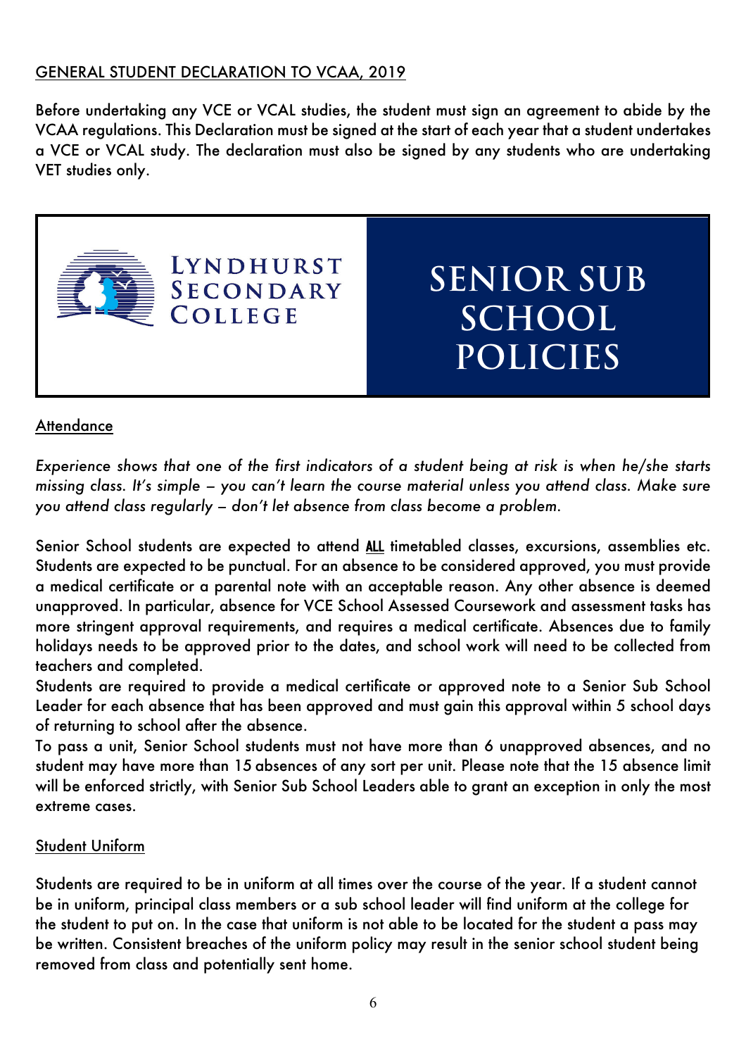## GENERAL STUDENT DECLARATION TO VCAA, 2019

Before undertaking any VCE or VCAL studies, the student must sign an agreement to abide by the VCAA regulations. This Declaration must be signed at the start of each year that a student undertakes a VCE or VCAL study. The declaration must also be signed by any students who are undertaking VET studies only.

LYNDHURST SECONDARY COLLEGE

# SENIOR SUB SCHOOL POLICIES

## Attendance

*Experience shows that one of the first indicators of a student being at risk is when he/she starts missing class. It's simple – you can't learn the course material unless you attend class. Make sure you attend class regularly – don't let absence from class become a problem.*

Senior School students are expected to attend **ALL** timetabled classes, excursions, assemblies etc. Students are expected to be punctual. For an absence to be considered approved, you must provide a medical certificate or a parental note with an acceptable reason. Any other absence is deemed unapproved. In particular, absence for VCE School Assessed Coursework and assessment tasks has more stringent approval requirements, and requires a medical certificate. Absences due to family holidays needs to be approved prior to the dates, and school work will need to be collected from teachers and completed.

Students are required to provide a medical certificate or approved note to a Senior Sub School Leader for each absence that has been approved and must gain this approval within 5 school days of returning to school after the absence.

To pass a unit, Senior School students must not have more than 6 unapproved absences, and no student may have more than 15 absences of any sort per unit. Please note that the 15 absence limit will be enforced strictly, with Senior Sub School Leaders able to grant an exception in only the most extreme cases.

## Student Uniform

Students are required to be in uniform at all times over the course of the year. If a student cannot be in uniform, principal class members or a sub school leader will find uniform at the college for the student to put on. In the case that uniform is not able to be located for the student a pass may be written. Consistent breaches of the uniform policy may result in the senior school student being removed from class and potentially sent home.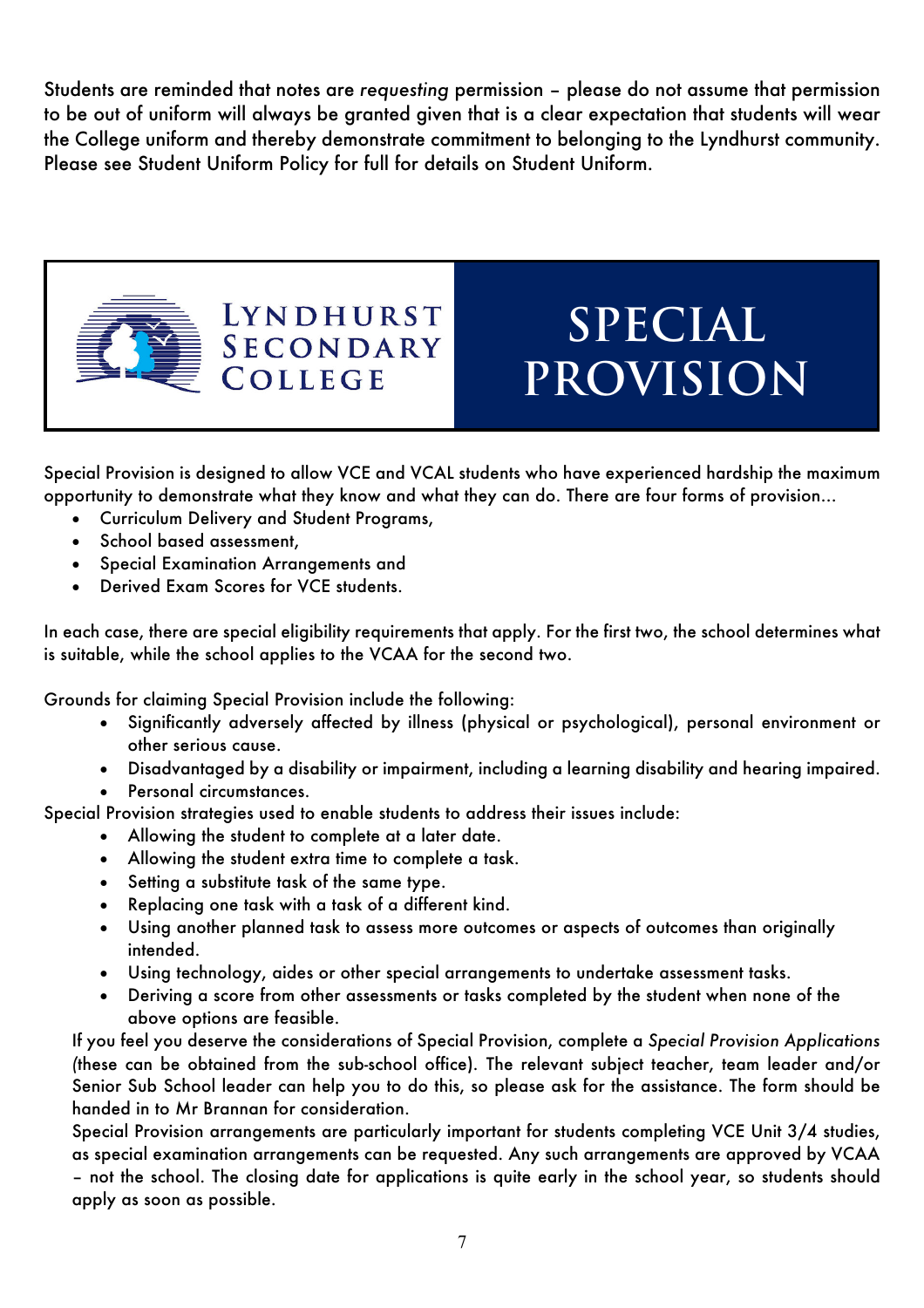Students are reminded that notes are *requesting* permission – please do not assume that permission to be out of uniform will always be granted given that is a clear expectation that students will wear the College uniform and thereby demonstrate commitment to belonging to the Lyndhurst community. Please see Student Uniform Policy for full for details on Student Uniform.

LYNDHURST SECONDARY COLLEGE

# SPECIAL PROVISION

Special Provision is designed to allow VCE and VCAL students who have experienced hardship the maximum opportunity to demonstrate what they know and what they can do. There are four forms of provision...

- Curriculum Delivery and Student Programs,
- School based assessment,
- Special Examination Arrangements and
- Derived Exam Scores for VCE students.

In each case, there are special eligibility requirements that apply. For the first two, the school determines what is suitable, while the school applies to the VCAA for the second two.

Grounds for claiming Special Provision include the following:

- Significantly adversely affected by illness (physical or psychological), personal environment or other serious cause.
- Disadvantaged by a disability or impairment, including a learning disability and hearing impaired.
- Personal circumstances.

Special Provision strategies used to enable students to address their issues include:

- Allowing the student to complete at a later date.
- Allowing the student extra time to complete a task.
- Setting a substitute task of the same type.
- Replacing one task with a task of a different kind.
- Using another planned task to assess more outcomes or aspects of outcomes than originally intended.
- Using technology, aides or other special arrangements to undertake assessment tasks.
- Deriving a score from other assessments or tasks completed by the student when none of the above options are feasible.

If you feel you deserve the considerations of Special Provision, complete a *Special Provision Applications* (these can be obtained from the sub-school office). The relevant subject teacher, team leader and/or Senior Sub School leader can help you to do this, so please ask for the assistance. The form should be handed in to Mr Brannan for consideration.

Special Provision arrangements are particularly important for students completing VCE Unit 3/4 studies, as special examination arrangements can be requested. Any such arrangements are approved by VCAA – not the school. The closing date for applications is quite early in the school year, so students should apply as soon as possible.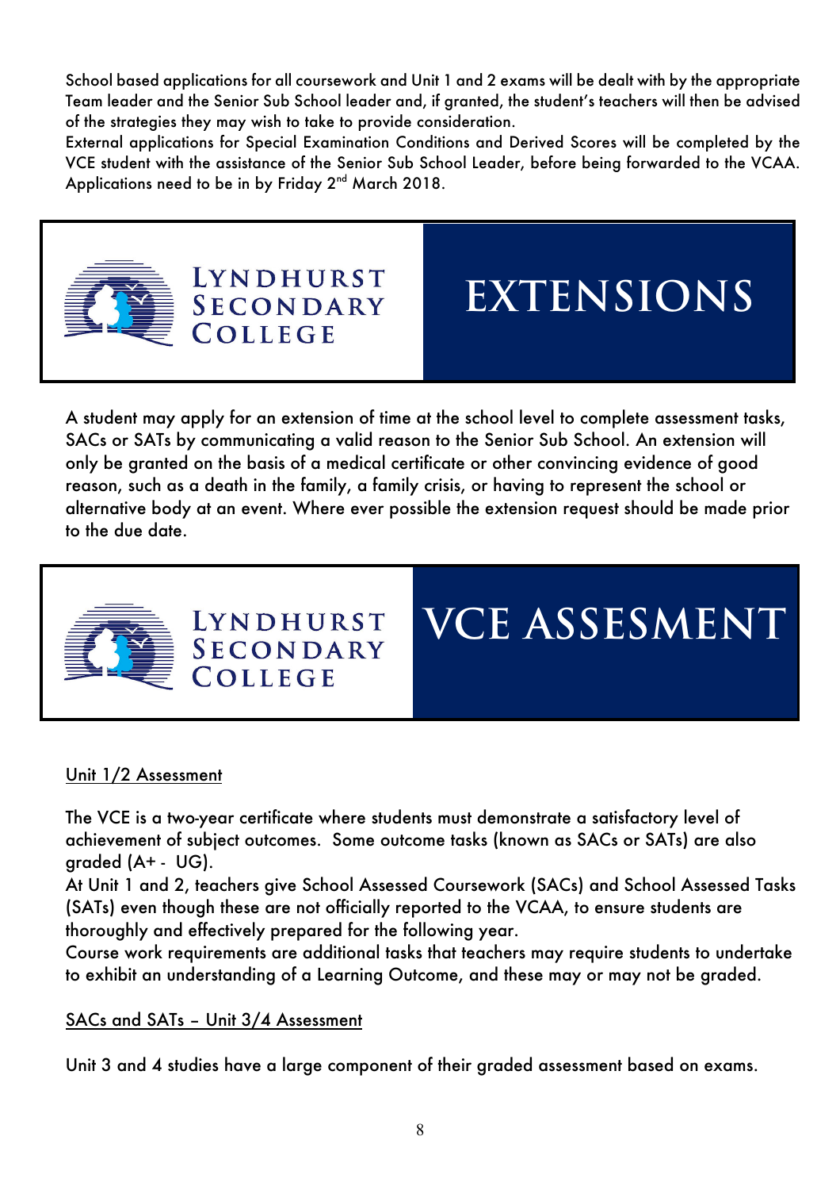School based applications for all coursework and Unit 1 and 2 exams will be dealt with by the appropriate Team leader and the Senior Sub School leader and, if granted, the student's teachers will then be advised of the strategies they may wish to take to provide consideration.

External applications for Special Examination Conditions and Derived Scores will be completed by the VCE student with the assistance of the Senior Sub School Leader, before being forwarded to the VCAA. Applications need to be in by Friday 2nd March 2018.

Lyndhurst Secondary College

# EXTENSIONS

A student may apply for an extension of time at the school level to complete assessment tasks, SACs or SATs by communicating a valid reason to the Senior Sub School. An extension will only be granted on the basis of a medical certificate or other convincing evidence of good reason, such as a death in the family, a family crisis, or having to represent the school or alternative body at an event. Where ever possible the extension request should be made prior to the due date.

Lyndhurst Secondary College

# VCE ASSESMENT

## Unit 1/2 Assessment

The VCE is a two-year certificate where students must demonstrate a satisfactory level of achievement of subject outcomes. Some outcome tasks (known as SACs or SATs) are also graded (A+ - UG).

At Unit 1 and 2, teachers give School Assessed Coursework (SACs) and School Assessed Tasks (SATs) even though these are not officially reported to the VCAA, to ensure students are thoroughly and effectively prepared for the following year.

Course work requirements are additional tasks that teachers may require students to undertake to exhibit an understanding of a Learning Outcome, and these may or may not be graded.

## SACs and SATs – Unit 3/4 Assessment

Unit 3 and 4 studies have a large component of their graded assessment based on exams.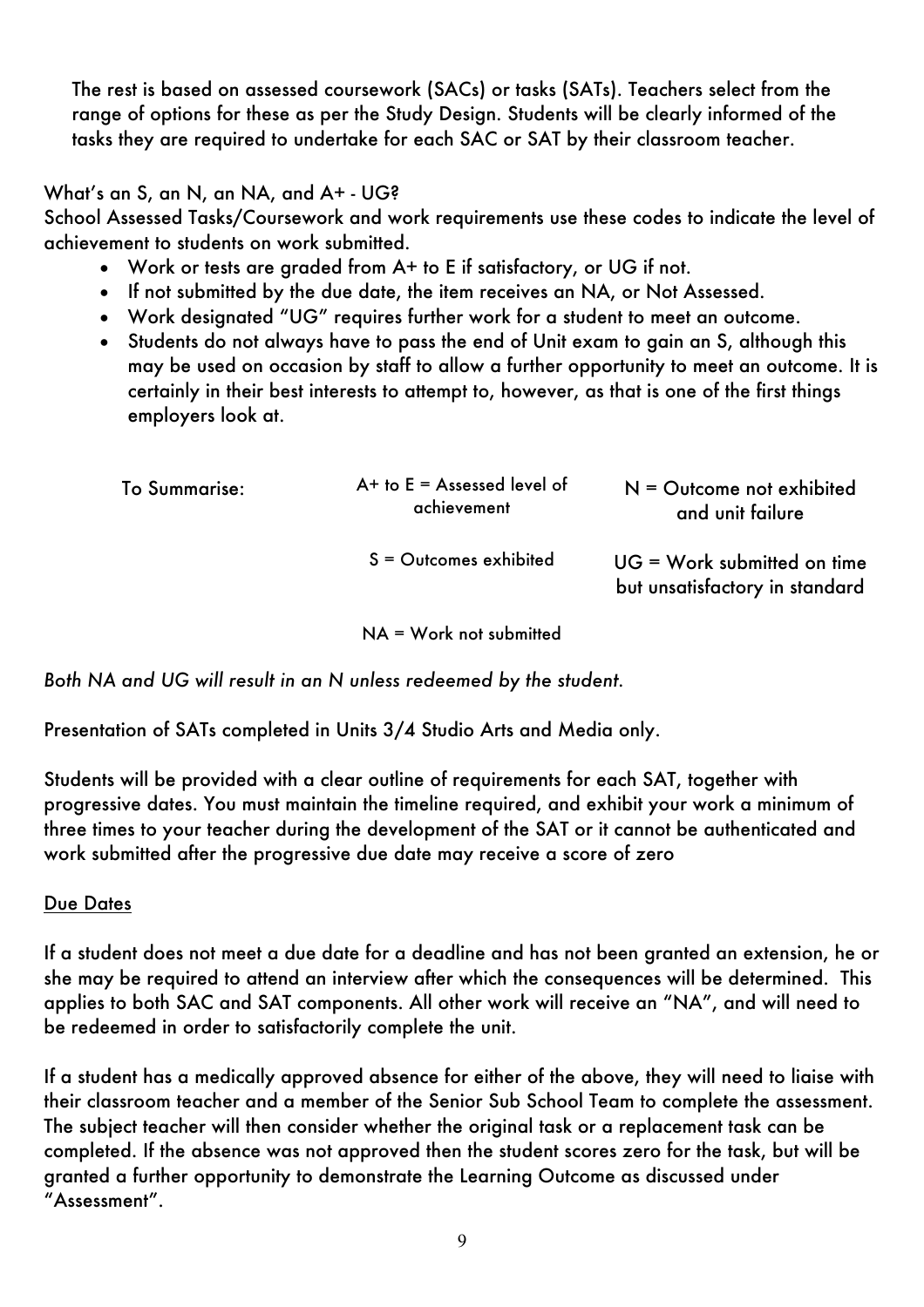The rest is based on assessed coursework (SACs) or tasks (SATs). Teachers select from the range of options for these as per the Study Design. Students will be clearly informed of the tasks they are required to undertake for each SAC or SAT by their classroom teacher.

What's an S, an N, an NA, and A+ - UG?

School Assessed Tasks/Coursework and work requirements use these codes to indicate the level of achievement to students on work submitted.

- Work or tests are graded from A+ to E if satisfactory, or UG if not.
- If not submitted by the due date, the item receives an NA, or Not Assessed.
- Work designated "UG" requires further work for a student to meet an outcome.
- Students do not always have to pass the end of Unit exam to gain an S, although this may be used on occasion by staff to allow a further opportunity to meet an outcome. It is certainly in their best interests to attempt to, however, as that is one of the first things employers look at.

| To Summarise: | A+ to E = Assessed level of achievement | N = Outcome not exhibited and unit failure |
|---|---|---|
| | S = Outcomes exhibited | UG = Work submitted on time but unsatisfactory in standard |
| | NA = Work not submitted | |

*Both NA and UG will result in an N unless redeemed by the student.*

Presentation of SATs completed in Units 3/4 Studio Arts and Media only.

Students will be provided with a clear outline of requirements for each SAT, together with progressive dates. You must maintain the timeline required, and exhibit your work a minimum of three times to your teacher during the development of the SAT or it cannot be authenticated and work submitted after the progressive due date may receive a score of zero

## Due Dates

If a student does not meet a due date for a deadline and has not been granted an extension, he or she may be required to attend an interview after which the consequences will be determined. This applies to both SAC and SAT components. All other work will receive an "NA", and will need to be redeemed in order to satisfactorily complete the unit.

If a student has a medically approved absence for either of the above, they will need to liaise with their classroom teacher and a member of the Senior Sub School Team to complete the assessment. The subject teacher will then consider whether the original task or a replacement task can be completed. If the absence was not approved then the student scores zero for the task, but will be granted a further opportunity to demonstrate the Learning Outcome as discussed under "Assessment".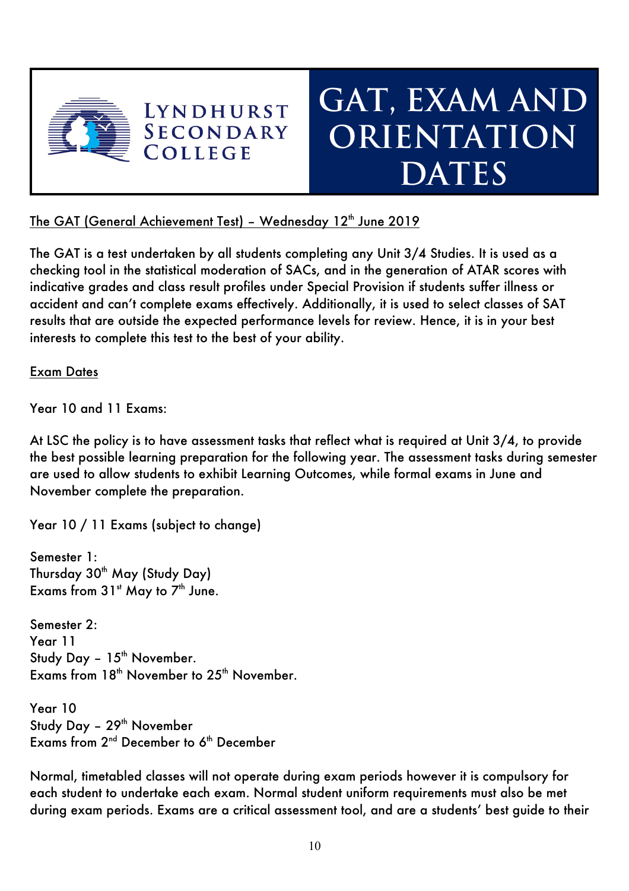Lyndhurst Secondary College

# GAT, EXAM AND ORIENTATION DATES

## The GAT (General Achievement Test) – Wednesday 12th June 2019

The GAT is a test undertaken by all students completing any Unit 3/4 Studies. It is used as a checking tool in the statistical moderation of SACs, and in the generation of ATAR scores with indicative grades and class result profiles under Special Provision if students suffer illness or accident and can't complete exams effectively. Additionally, it is used to select classes of SAT results that are outside the expected performance levels for review. Hence, it is in your best interests to complete this test to the best of your ability.

## Exam Dates

Year 10 and 11 Exams:

At LSC the policy is to have assessment tasks that reflect what is required at Unit 3/4, to provide the best possible learning preparation for the following year. The assessment tasks during semester are used to allow students to exhibit Learning Outcomes, while formal exams in June and November complete the preparation.

Year 10 / 11 Exams (subject to change)

Semester 1:
Thursday 30th May (Study Day)
Exams from 31st May to 7th June.

Semester 2:
Year 11
Study Day – 15th November.
Exams from 18th November to 25th November.

Year 10
Study Day – 29th November
Exams from 2nd December to 6th December

Normal, timetabled classes will not operate during exam periods however it is compulsory for each student to undertake each exam. Normal student uniform requirements must also be met during exam periods. Exams are a critical assessment tool, and are a students' best guide to their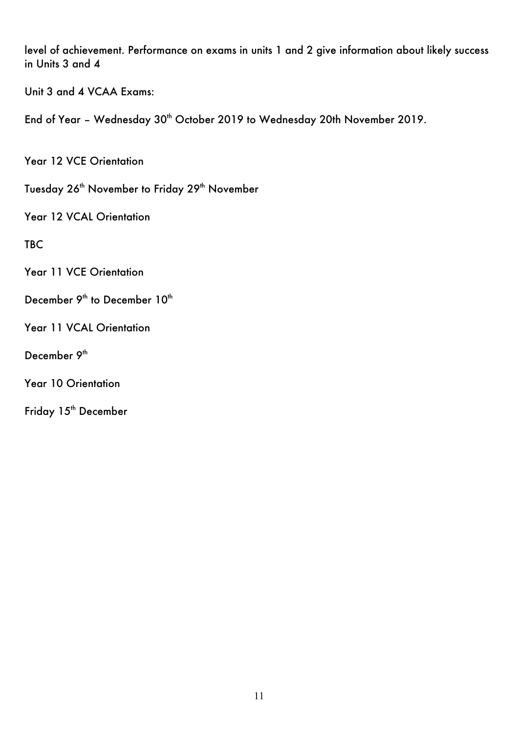level of achievement. Performance on exams in units 1 and 2 give information about likely success in Units 3 and 4

Unit 3 and 4 VCAA Exams:

End of Year – Wednesday 30th October 2019 to Wednesday 20th November 2019.

Year 12 VCE Orientation

Tuesday 26th November to Friday 29th November

Year 12 VCAL Orientation

TBC

Year 11 VCE Orientation

December 9th to December 10th

Year 11 VCAL Orientation

December 9th

Year 10 Orientation

Friday 15th December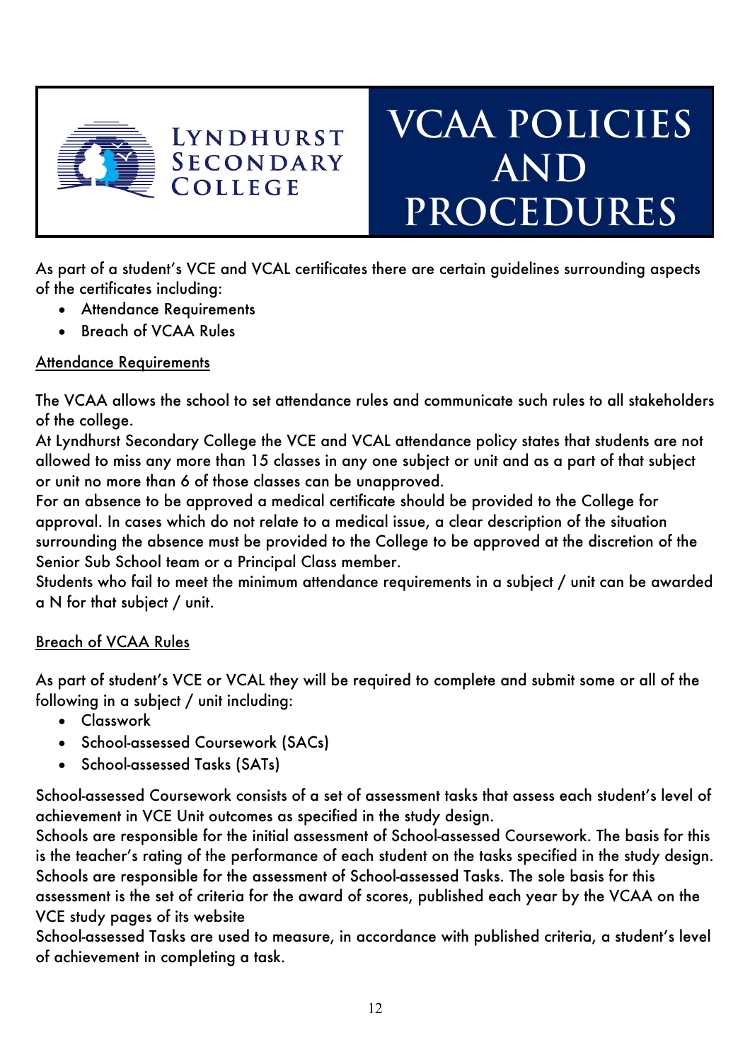# VCAA POLICIES AND PROCEDURES

LYNDHURST SECONDARY COLLEGE

As part of a student's VCE and VCAL certificates there are certain guidelines surrounding aspects of the certificates including:

- Attendance Requirements
- Breach of VCAA Rules

## Attendance Requirements

The VCAA allows the school to set attendance rules and communicate such rules to all stakeholders of the college.

At Lyndhurst Secondary College the VCE and VCAL attendance policy states that students are not allowed to miss any more than 15 classes in any one subject or unit and as a part of that subject or unit no more than 6 of those classes can be unapproved.

For an absence to be approved a medical certificate should be provided to the College for approval. In cases which do not relate to a medical issue, a clear description of the situation surrounding the absence must be provided to the College to be approved at the discretion of the Senior Sub School team or a Principal Class member.

Students who fail to meet the minimum attendance requirements in a subject / unit can be awarded a N for that subject / unit.

## Breach of VCAA Rules

As part of student's VCE or VCAL they will be required to complete and submit some or all of the following in a subject / unit including:

- Classwork
- School-assessed Coursework (SACs)
- School-assessed Tasks (SATs)

School-assessed Coursework consists of a set of assessment tasks that assess each student's level of achievement in VCE Unit outcomes as specified in the study design.

Schools are responsible for the initial assessment of School-assessed Coursework. The basis for this is the teacher's rating of the performance of each student on the tasks specified in the study design.

Schools are responsible for the assessment of School-assessed Tasks. The sole basis for this assessment is the set of criteria for the award of scores, published each year by the VCAA on the VCE study pages of its website

School-assessed Tasks are used to measure, in accordance with published criteria, a student's level of achievement in completing a task.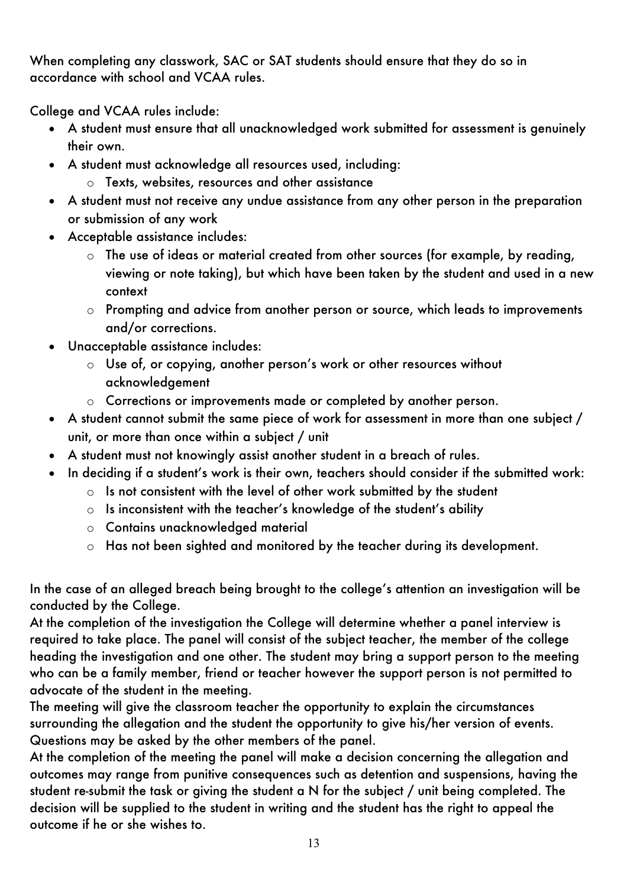When completing any classwork, SAC or SAT students should ensure that they do so in accordance with school and VCAA rules.

College and VCAA rules include:

- A student must ensure that all unacknowledged work submitted for assessment is genuinely their own.
- A student must acknowledge all resources used, including:
  - Texts, websites, resources and other assistance
- A student must not receive any undue assistance from any other person in the preparation or submission of any work
- Acceptable assistance includes:
  - The use of ideas or material created from other sources (for example, by reading, viewing or note taking), but which have been taken by the student and used in a new context
  - Prompting and advice from another person or source, which leads to improvements and/or corrections.
- Unacceptable assistance includes:
  - Use of, or copying, another person's work or other resources without acknowledgement
  - Corrections or improvements made or completed by another person.
- A student cannot submit the same piece of work for assessment in more than one subject / unit, or more than once within a subject / unit
- A student must not knowingly assist another student in a breach of rules.
- In deciding if a student's work is their own, teachers should consider if the submitted work:
  - Is not consistent with the level of other work submitted by the student
  - Is inconsistent with the teacher's knowledge of the student's ability
  - Contains unacknowledged material
  - Has not been sighted and monitored by the teacher during its development.

In the case of an alleged breach being brought to the college's attention an investigation will be conducted by the College.
At the completion of the investigation the College will determine whether a panel interview is required to take place. The panel will consist of the subject teacher, the member of the college heading the investigation and one other. The student may bring a support person to the meeting who can be a family member, friend or teacher however the support person is not permitted to advocate of the student in the meeting.
The meeting will give the classroom teacher the opportunity to explain the circumstances surrounding the allegation and the student the opportunity to give his/her version of events. Questions may be asked by the other members of the panel.
At the completion of the meeting the panel will make a decision concerning the allegation and outcomes may range from punitive consequences such as detention and suspensions, having the student re-submit the task or giving the student a N for the subject / unit being completed. The decision will be supplied to the student in writing and the student has the right to appeal the outcome if he or she wishes to.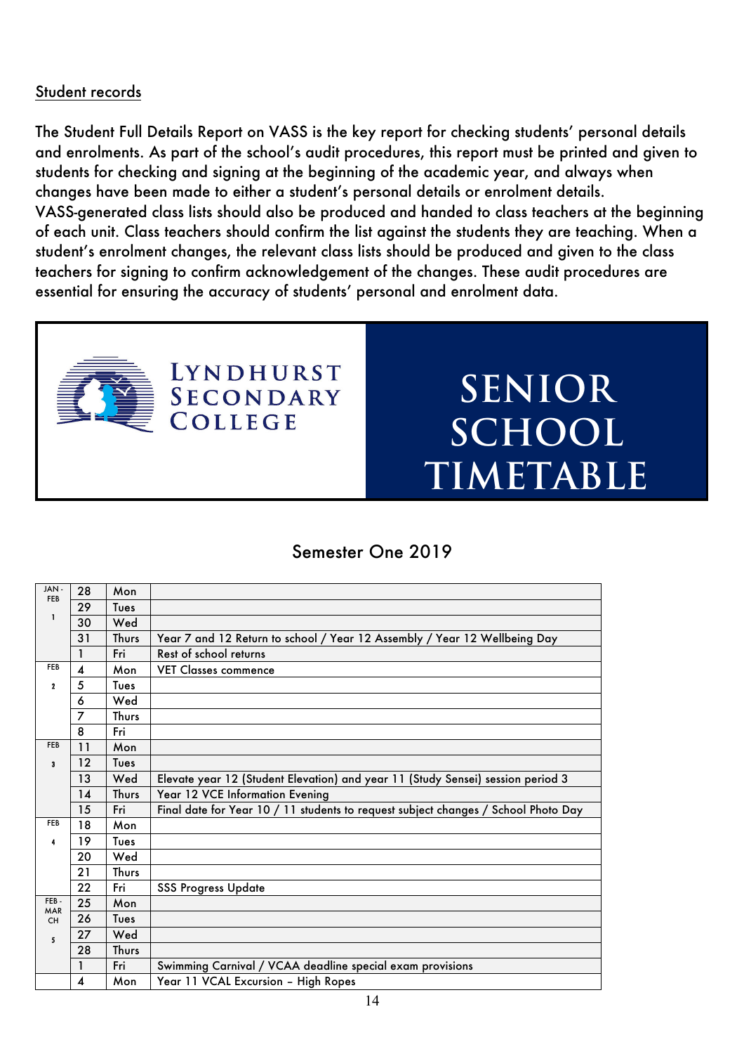<u>Student records</u>

The Student Full Details Report on VASS is the key report for checking students' personal details and enrolments. As part of the school's audit procedures, this report must be printed and given to students for checking and signing at the beginning of the academic year, and always when changes have been made to either a student's personal details or enrolment details. VASS-generated class lists should also be produced and handed to class teachers at the beginning of each unit. Class teachers should confirm the list against the students they are teaching. When a student's enrolment changes, the relevant class lists should be produced and given to the class teachers for signing to confirm acknowledgement of the changes. These audit procedures are essential for ensuring the accuracy of students' personal and enrolment data.

LYNDHURST SECONDARY COLLEGE

# SENIOR SCHOOL TIMETABLE

## Semester One 2019

| Week | Date | Day | Event |
|---|---|---|---|
| JAN - FEB 1 | 28 | Mon | |
| | 29 | Tues | |
| | 30 | Wed | |
| | 31 | Thurs | Year 7 and 12 Return to school / Year 12 Assembly / Year 12 Wellbeing Day |
| | 1 | Fri | Rest of school returns |
| FEB 2 | 4 | Mon | VET Classes commence |
| | 5 | Tues | |
| | 6 | Wed | |
| | 7 | Thurs | |
| | 8 | Fri | |
| FEB 3 | 11 | Mon | |
| | 12 | Tues | |
| | 13 | Wed | Elevate year 12 (Student Elevation) and year 11 (Study Sensei) session period 3 |
| | 14 | Thurs | Year 12 VCE Information Evening |
| | 15 | Fri | Final date for Year 10 / 11 students to request subject changes / School Photo Day |
| FEB 4 | 18 | Mon | |
| | 19 | Tues | |
| | 20 | Wed | |
| | 21 | Thurs | |
| | 22 | Fri | SSS Progress Update |
| FEB - MARCH 5 | 25 | Mon | |
| | 26 | Tues | |
| | 27 | Wed | |
| | 28 | Thurs | |
| | 1 | Fri | Swimming Carnival / VCAA deadline special exam provisions |
| | 4 | Mon | Year 11 VCAL Excursion – High Ropes |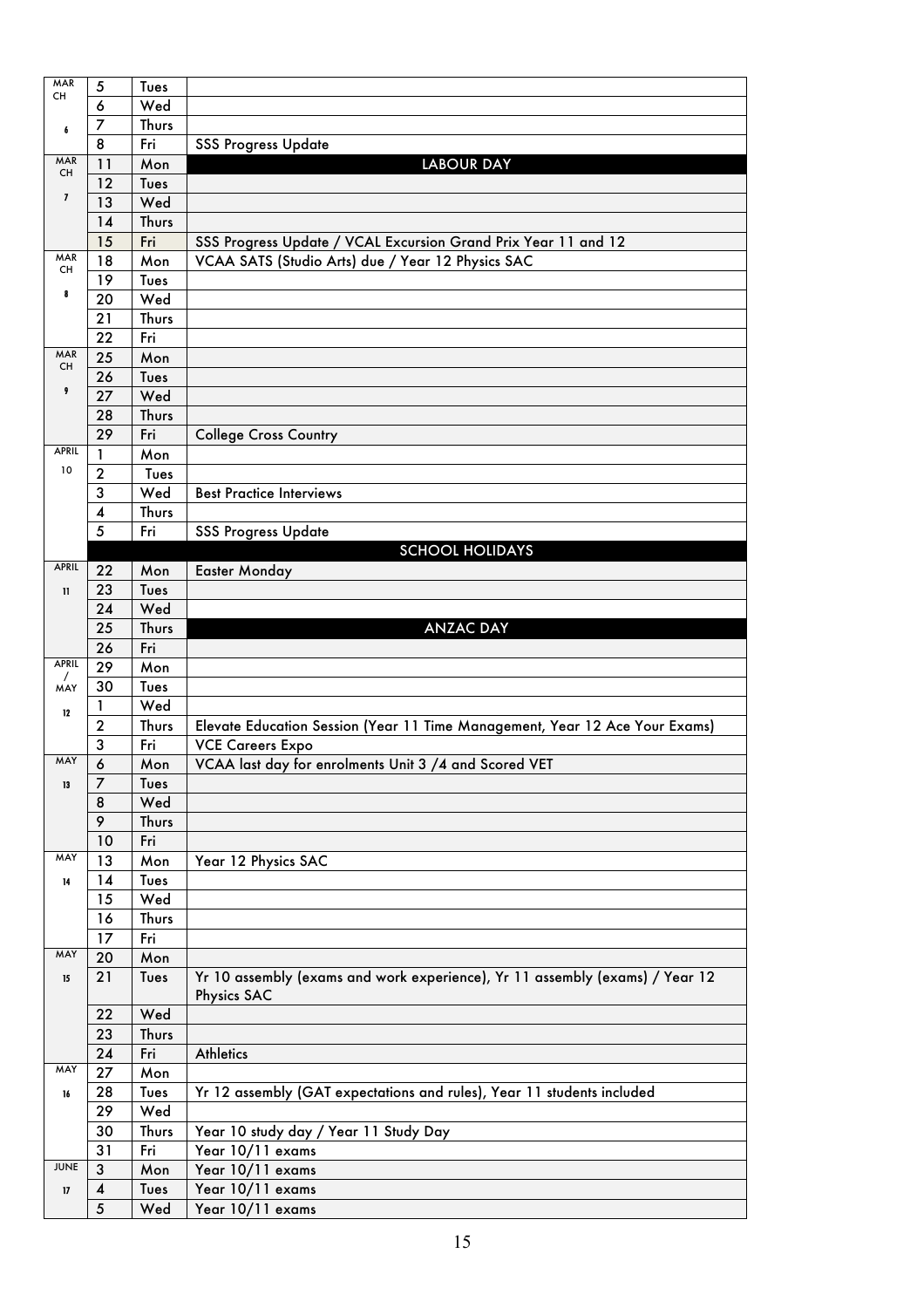| Month / Week | Date | Day | Event |
|---|---|---|---|
| MARCH 6 | 5 | Tues | |
| | 6 | Wed | |
| | 7 | Thurs | |
| | 8 | Fri | SSS Progress Update |
| MARCH 7 | 11 | Mon | LABOUR DAY |
| | 12 | Tues | |
| | 13 | Wed | |
| | 14 | Thurs | |
| | 15 | Fri | SSS Progress Update / VCAL Excursion Grand Prix Year 11 and 12 |
| MARCH 8 | 18 | Mon | VCAA SATS (Studio Arts) due / Year 12 Physics SAC |
| | 19 | Tues | |
| | 20 | Wed | |
| | 21 | Thurs | |
| | 22 | Fri | |
| MARCH 9 | 25 | Mon | |
| | 26 | Tues | |
| | 27 | Wed | |
| | 28 | Thurs | |
| | 29 | Fri | College Cross Country |
| APRIL 10 | 1 | Mon | |
| | 2 | Tues | |
| | 3 | Wed | Best Practice Interviews |
| | 4 | Thurs | |
| | 5 | Fri | SSS Progress Update |
| | | | SCHOOL HOLIDAYS |
| APRIL 11 | 22 | Mon | Easter Monday |
| | 23 | Tues | |
| | 24 | Wed | |
| | 25 | Thurs | ANZAC DAY |
| | 26 | Fri | |
| APRIL / MAY 12 | 29 | Mon | |
| | 30 | Tues | |
| | 1 | Wed | |
| | 2 | Thurs | Elevate Education Session (Year 11 Time Management, Year 12 Ace Your Exams) |
| | 3 | Fri | VCE Careers Expo |
| MAY 13 | 6 | Mon | VCAA last day for enrolments Unit 3 /4 and Scored VET |
| | 7 | Tues | |
| | 8 | Wed | |
| | 9 | Thurs | |
| | 10 | Fri | |
| MAY 14 | 13 | Mon | Year 12 Physics SAC |
| | 14 | Tues | |
| | 15 | Wed | |
| | 16 | Thurs | |
| | 17 | Fri | |
| MAY 15 | 20 | Mon | |
| | 21 | Tues | Yr 10 assembly (exams and work experience), Yr 11 assembly (exams) / Year 12 Physics SAC |
| | 22 | Wed | |
| | 23 | Thurs | |
| | 24 | Fri | Athletics |
| MAY 16 | 27 | Mon | |
| | 28 | Tues | Yr 12 assembly (GAT expectations and rules), Year 11 students included |
| | 29 | Wed | |
| | 30 | Thurs | Year 10 study day / Year 11 Study Day |
| | 31 | Fri | Year 10/11 exams |
| JUNE 17 | 3 | Mon | Year 10/11 exams |
| | 4 | Tues | Year 10/11 exams |
| | 5 | Wed | Year 10/11 exams |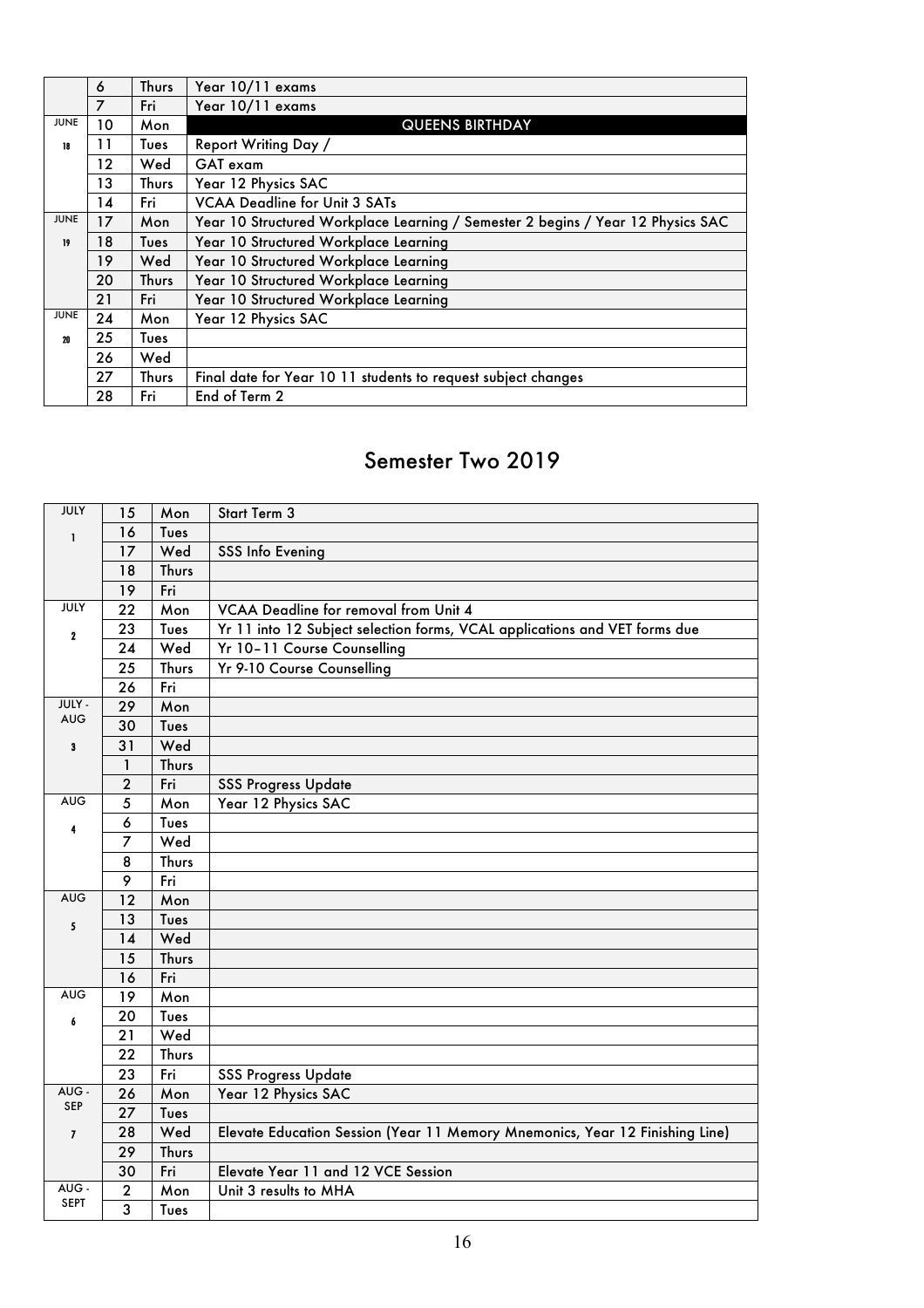| | | | |
|---|---|---|---|
| | 6 | Thurs | Year 10/11 exams |
| | 7 | Fri | Year 10/11 exams |
| JUNE | 10 | Mon | QUEENS BIRTHDAY |
| 18 | 11 | Tues | Report Writing Day / |
| | 12 | Wed | GAT exam |
| | 13 | Thurs | Year 12 Physics SAC |
| | 14 | Fri | VCAA Deadline for Unit 3 SATs |
| JUNE | 17 | Mon | Year 10 Structured Workplace Learning / Semester 2 begins / Year 12 Physics SAC |
| 19 | 18 | Tues | Year 10 Structured Workplace Learning |
| | 19 | Wed | Year 10 Structured Workplace Learning |
| | 20 | Thurs | Year 10 Structured Workplace Learning |
| | 21 | Fri | Year 10 Structured Workplace Learning |
| JUNE | 24 | Mon | Year 12 Physics SAC |
| 20 | 25 | Tues | |
| | 26 | Wed | |
| | 27 | Thurs | Final date for Year 10 11 students to request subject changes |
| | 28 | Fri | End of Term 2 |

## Semester Two 2019

| | | | |
|---|---|---|---|
| JULY | 15 | Mon | Start Term 3 |
| 1 | 16 | Tues | |
| | 17 | Wed | SSS Info Evening |
| | 18 | Thurs | |
| | 19 | Fri | |
| JULY | 22 | Mon | VCAA Deadline for removal from Unit 4 |
| 2 | 23 | Tues | Yr 11 into 12 Subject selection forms, VCAL applications and VET forms due |
| | 24 | Wed | Yr 10–11 Course Counselling |
| | 25 | Thurs | Yr 9-10 Course Counselling |
| | 26 | Fri | |
| JULY - AUG | 29 | Mon | |
| | 30 | Tues | |
| 3 | 31 | Wed | |
| | 1 | Thurs | |
| | 2 | Fri | SSS Progress Update |
| AUG | 5 | Mon | Year 12 Physics SAC |
| 4 | 6 | Tues | |
| | 7 | Wed | |
| | 8 | Thurs | |
| | 9 | Fri | |
| AUG | 12 | Mon | |
| 5 | 13 | Tues | |
| | 14 | Wed | |
| | 15 | Thurs | |
| | 16 | Fri | |
| AUG | 19 | Mon | |
| 6 | 20 | Tues | |
| | 21 | Wed | |
| | 22 | Thurs | |
| | 23 | Fri | SSS Progress Update |
| AUG - SEP | 26 | Mon | Year 12 Physics SAC |
| | 27 | Tues | |
| 7 | 28 | Wed | Elevate Education Session (Year 11 Memory Mnemonics, Year 12 Finishing Line) |
| | 29 | Thurs | |
| | 30 | Fri | Elevate Year 11 and 12 VCE Session |
| AUG - SEPT | 2 | Mon | Unit 3 results to MHA |
| | 3 | Tues | |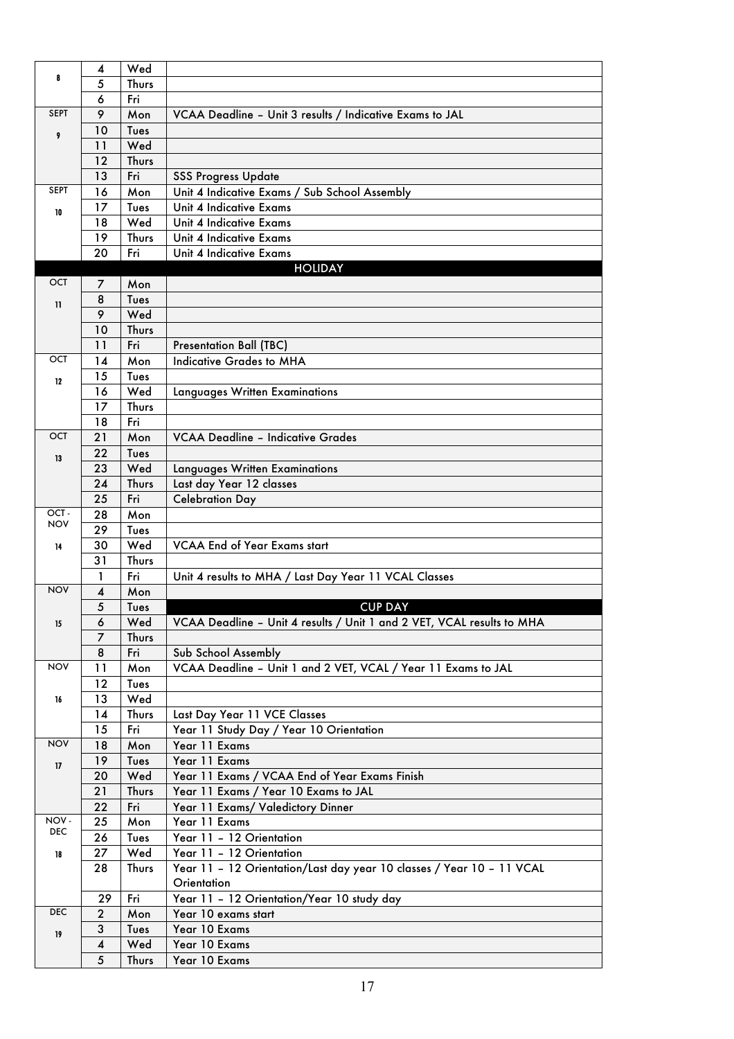| | | | |
|---|---|---|---|
| 8 | 4 | Wed | |
| | 5 | Thurs | |
| | 6 | Fri | |
| SEPT 9 | 9 | Mon | VCAA Deadline – Unit 3 results / Indicative Exams to JAL |
| | 10 | Tues | |
| | 11 | Wed | |
| | 12 | Thurs | |
| | 13 | Fri | SSS Progress Update |
| SEPT 10 | 16 | Mon | Unit 4 Indicative Exams / Sub School Assembly |
| | 17 | Tues | Unit 4 Indicative Exams |
| | 18 | Wed | Unit 4 Indicative Exams |
| | 19 | Thurs | Unit 4 Indicative Exams |
| | 20 | Fri | Unit 4 Indicative Exams |
| | | | **HOLIDAY** |
| OCT 11 | 7 | Mon | |
| | 8 | Tues | |
| | 9 | Wed | |
| | 10 | Thurs | |
| | 11 | Fri | Presentation Ball (TBC) |
| OCT 12 | 14 | Mon | Indicative Grades to MHA |
| | 15 | Tues | |
| | 16 | Wed | Languages Written Examinations |
| | 17 | Thurs | |
| | 18 | Fri | |
| OCT 13 | 21 | Mon | VCAA Deadline – Indicative Grades |
| | 22 | Tues | |
| | 23 | Wed | Languages Written Examinations |
| | 24 | Thurs | Last day Year 12 classes |
| | 25 | Fri | Celebration Day |
| OCT - NOV 14 | 28 | Mon | |
| | 29 | Tues | |
| | 30 | Wed | VCAA End of Year Exams start |
| | 31 | Thurs | |
| | 1 | Fri | Unit 4 results to MHA / Last Day Year 11 VCAL Classes |
| NOV 15 | 4 | Mon | |
| | 5 | Tues | **CUP DAY** |
| | 6 | Wed | VCAA Deadline – Unit 4 results / Unit 1 and 2 VET, VCAL results to MHA |
| | 7 | Thurs | |
| | 8 | Fri | Sub School Assembly |
| NOV 16 | 11 | Mon | VCAA Deadline – Unit 1 and 2 VET, VCAL / Year 11 Exams to JAL |
| | 12 | Tues | |
| | 13 | Wed | |
| | 14 | Thurs | Last Day Year 11 VCE Classes |
| | 15 | Fri | Year 11 Study Day / Year 10 Orientation |
| NOV 17 | 18 | Mon | Year 11 Exams |
| | 19 | Tues | Year 11 Exams |
| | 20 | Wed | Year 11 Exams / VCAA End of Year Exams Finish |
| | 21 | Thurs | Year 11 Exams / Year 10 Exams to JAL |
| | 22 | Fri | Year 11 Exams/ Valedictory Dinner |
| NOV - DEC 18 | 25 | Mon | Year 11 Exams |
| | 26 | Tues | Year 11 – 12 Orientation |
| | 27 | Wed | Year 11 – 12 Orientation |
| | 28 | Thurs | Year 11 – 12 Orientation/Last day year 10 classes / Year 10 – 11 VCAL Orientation |
| | 29 | Fri | Year 11 – 12 Orientation/Year 10 study day |
| DEC 19 | 2 | Mon | Year 10 exams start |
| | 3 | Tues | Year 10 Exams |
| | 4 | Wed | Year 10 Exams |
| | 5 | Thurs | Year 10 Exams |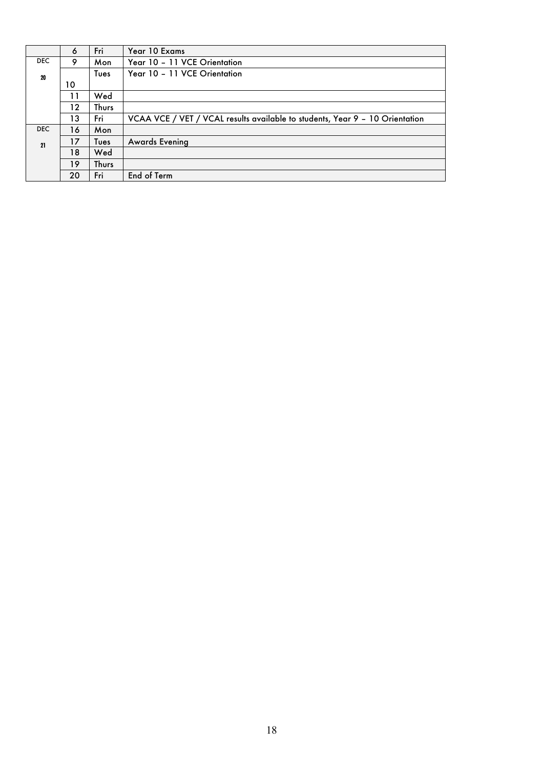| | | | |
|---|---|---|---|
| | 6 | Fri | Year 10 Exams |
| DEC | 9 | Mon | Year 10 – 11 VCE Orientation |
| 20 | 10 | Tues | Year 10 – 11 VCE Orientation |
| | 11 | Wed | |
| | 12 | Thurs | |
| | 13 | Fri | VCAA VCE / VET / VCAL results available to students, Year 9 – 10 Orientation |
| DEC | 16 | Mon | |
| 21 | 17 | Tues | Awards Evening |
| | 18 | Wed | |
| | 19 | Thurs | |
| | 20 | Fri | End of Term |